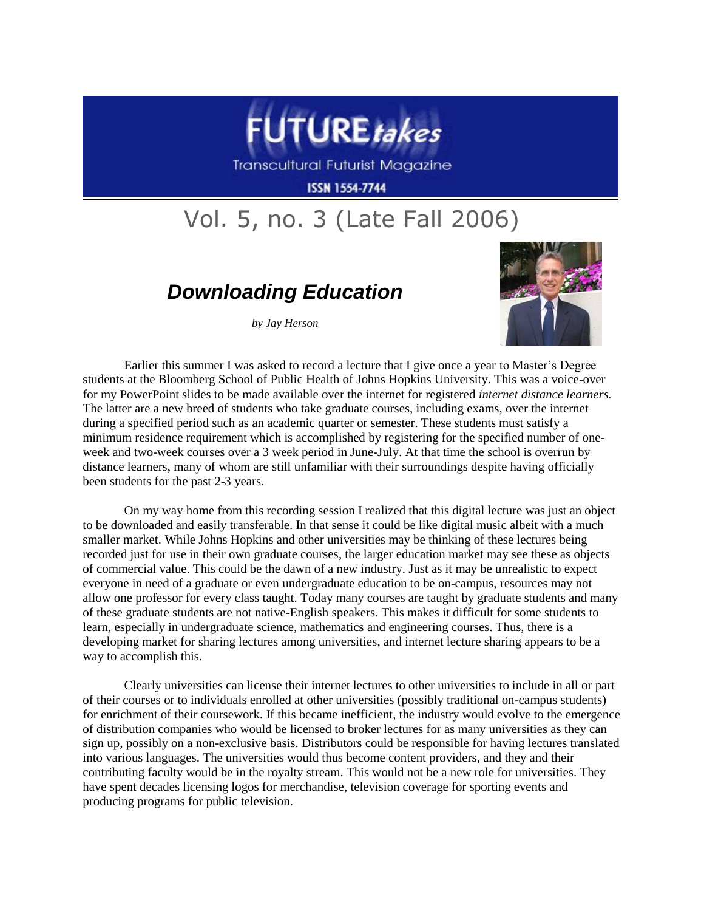# FUTURE*takes*

Transcultural Futurist Magazine

ISSN 1554-7744

## Vol. 5, no. 3 (Late Fall 2006)

## ***Downloading Education***

*by Jay Herson*

Earlier this summer I was asked to record a lecture that I give once a year to Master's Degree students at the Bloomberg School of Public Health of Johns Hopkins University. This was a voice-over for my PowerPoint slides to be made available over the internet for registered *internet distance learners.* The latter are a new breed of students who take graduate courses, including exams, over the internet during a specified period such as an academic quarter or semester. These students must satisfy a minimum residence requirement which is accomplished by registering for the specified number of one-week and two-week courses over a 3 week period in June-July. At that time the school is overrun by distance learners, many of whom are still unfamiliar with their surroundings despite having officially been students for the past 2-3 years.

On my way home from this recording session I realized that this digital lecture was just an object to be downloaded and easily transferable. In that sense it could be like digital music albeit with a much smaller market. While Johns Hopkins and other universities may be thinking of these lectures being recorded just for use in their own graduate courses, the larger education market may see these as objects of commercial value. This could be the dawn of a new industry. Just as it may be unrealistic to expect everyone in need of a graduate or even undergraduate education to be on-campus, resources may not allow one professor for every class taught. Today many courses are taught by graduate students and many of these graduate students are not native-English speakers. This makes it difficult for some students to learn, especially in undergraduate science, mathematics and engineering courses. Thus, there is a developing market for sharing lectures among universities, and internet lecture sharing appears to be a way to accomplish this.

Clearly universities can license their internet lectures to other universities to include in all or part of their courses or to individuals enrolled at other universities (possibly traditional on-campus students) for enrichment of their coursework. If this became inefficient, the industry would evolve to the emergence of distribution companies who would be licensed to broker lectures for as many universities as they can sign up, possibly on a non-exclusive basis. Distributors could be responsible for having lectures translated into various languages. The universities would thus become content providers, and they and their contributing faculty would be in the royalty stream. This would not be a new role for universities. They have spent decades licensing logos for merchandise, television coverage for sporting events and producing programs for public television.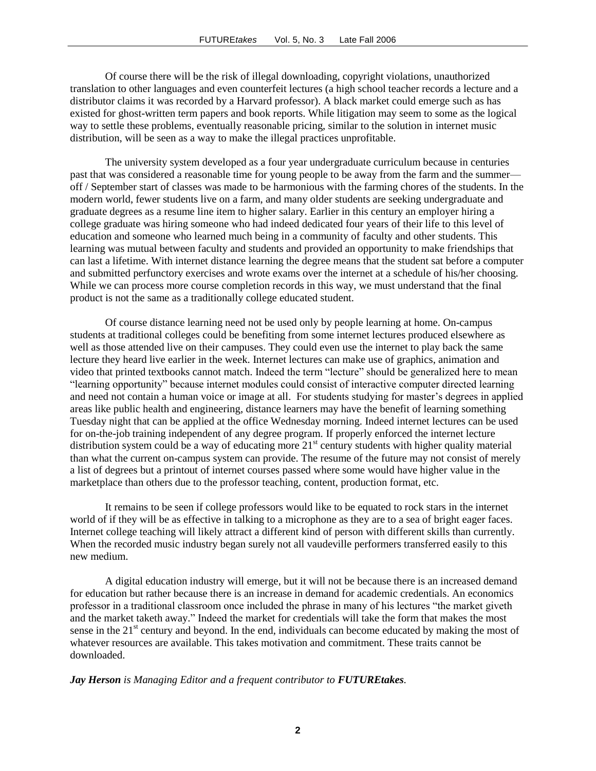Of course there will be the risk of illegal downloading, copyright violations, unauthorized translation to other languages and even counterfeit lectures (a high school teacher records a lecture and a distributor claims it was recorded by a Harvard professor). A black market could emerge such as has existed for ghost-written term papers and book reports. While litigation may seem to some as the logical way to settle these problems, eventually reasonable pricing, similar to the solution in internet music distribution, will be seen as a way to make the illegal practices unprofitable.

The university system developed as a four year undergraduate curriculum because in centuries past that was considered a reasonable time for young people to be away from the farm and the summer—off / September start of classes was made to be harmonious with the farming chores of the students. In the modern world, fewer students live on a farm, and many older students are seeking undergraduate and graduate degrees as a resume line item to higher salary. Earlier in this century an employer hiring a college graduate was hiring someone who had indeed dedicated four years of their life to this level of education and someone who learned much being in a community of faculty and other students. This learning was mutual between faculty and students and provided an opportunity to make friendships that can last a lifetime. With internet distance learning the degree means that the student sat before a computer and submitted perfunctory exercises and wrote exams over the internet at a schedule of his/her choosing. While we can process more course completion records in this way, we must understand that the final product is not the same as a traditionally college educated student.

Of course distance learning need not be used only by people learning at home. On-campus students at traditional colleges could be benefiting from some internet lectures produced elsewhere as well as those attended live on their campuses. They could even use the internet to play back the same lecture they heard live earlier in the week. Internet lectures can make use of graphics, animation and video that printed textbooks cannot match. Indeed the term "lecture" should be generalized here to mean "learning opportunity" because internet modules could consist of interactive computer directed learning and need not contain a human voice or image at all. For students studying for master's degrees in applied areas like public health and engineering, distance learners may have the benefit of learning something Tuesday night that can be applied at the office Wednesday morning. Indeed internet lectures can be used for on-the-job training independent of any degree program. If properly enforced the internet lecture distribution system could be a way of educating more 21st century students with higher quality material than what the current on-campus system can provide. The resume of the future may not consist of merely a list of degrees but a printout of internet courses passed where some would have higher value in the marketplace than others due to the professor teaching, content, production format, etc.

It remains to be seen if college professors would like to be equated to rock stars in the internet world of if they will be as effective in talking to a microphone as they are to a sea of bright eager faces. Internet college teaching will likely attract a different kind of person with different skills than currently. When the recorded music industry began surely not all vaudeville performers transferred easily to this new medium.

A digital education industry will emerge, but it will not be because there is an increased demand for education but rather because there is an increase in demand for academic credentials. An economics professor in a traditional classroom once included the phrase in many of his lectures "the market giveth and the market taketh away." Indeed the market for credentials will take the form that makes the most sense in the 21st century and beyond. In the end, individuals can become educated by making the most of whatever resources are available. This takes motivation and commitment. These traits cannot be downloaded.

***Jay Herson*** *is Managing Editor and a frequent contributor to* ***FUTUREtakes****.*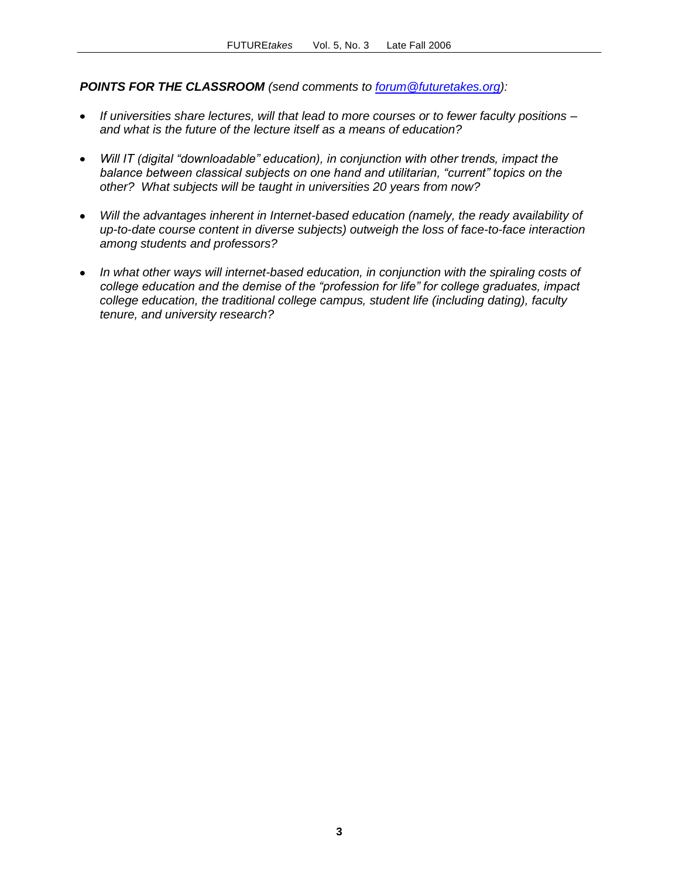***POINTS FOR THE CLASSROOM** (send comments to [forum@futuretakes.org](mailto:forum@futuretakes.org)):*

- *If universities share lectures, will that lead to more courses or to fewer faculty positions – and what is the future of the lecture itself as a means of education?*
- *Will IT (digital "downloadable" education), in conjunction with other trends, impact the balance between classical subjects on one hand and utilitarian, "current" topics on the other? What subjects will be taught in universities 20 years from now?*
- *Will the advantages inherent in Internet-based education (namely, the ready availability of up-to-date course content in diverse subjects) outweigh the loss of face-to-face interaction among students and professors?*
- *In what other ways will internet-based education, in conjunction with the spiraling costs of college education and the demise of the "profession for life" for college graduates, impact college education, the traditional college campus, student life (including dating), faculty tenure, and university research?*